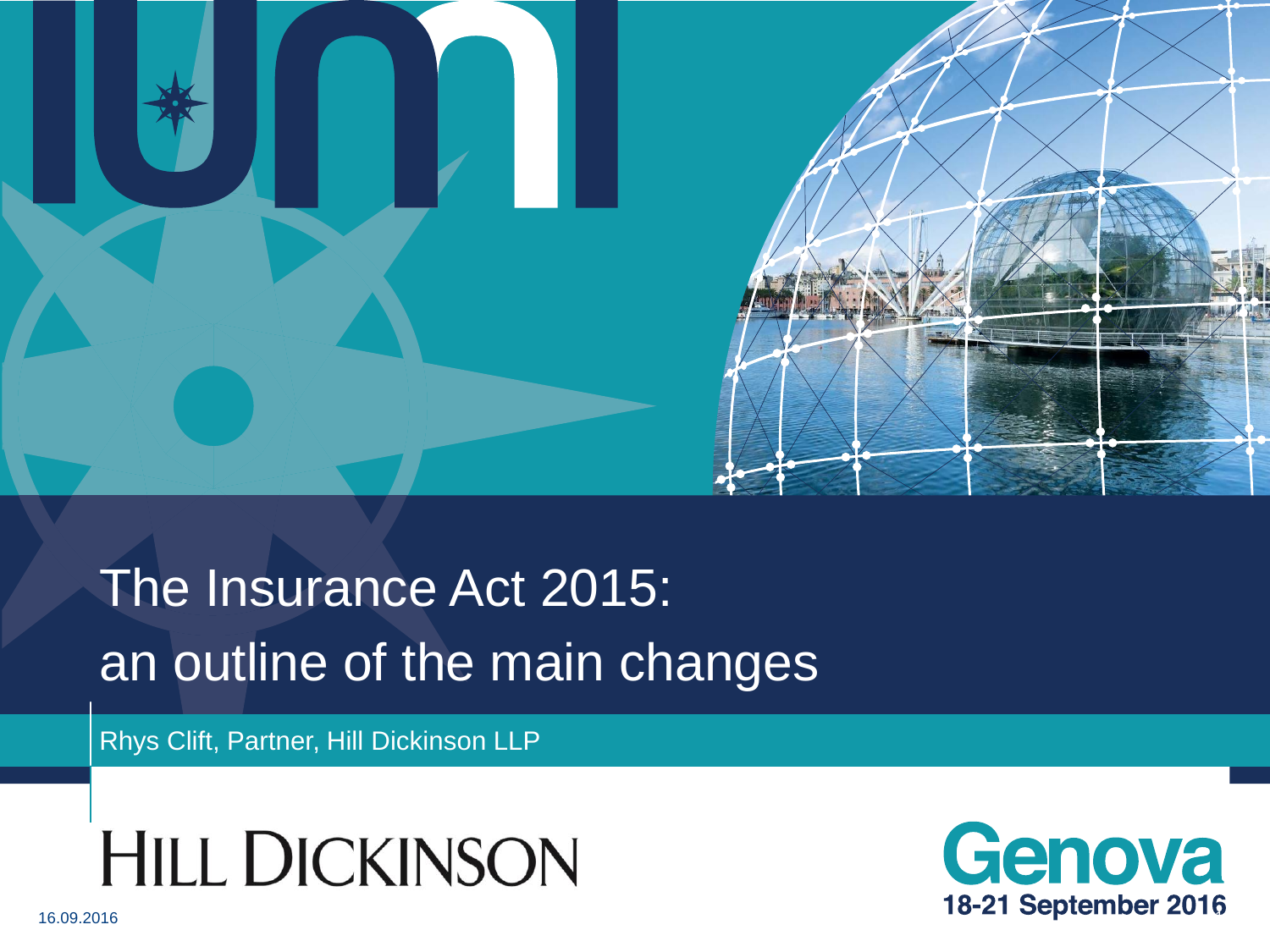# The Insurance Act 2015: an outline of the main changes

Rhys Clift, Partner, Hill Dickinson LLP

HILL DICKINSON

Genova
18-21 September 2016

16.09.2016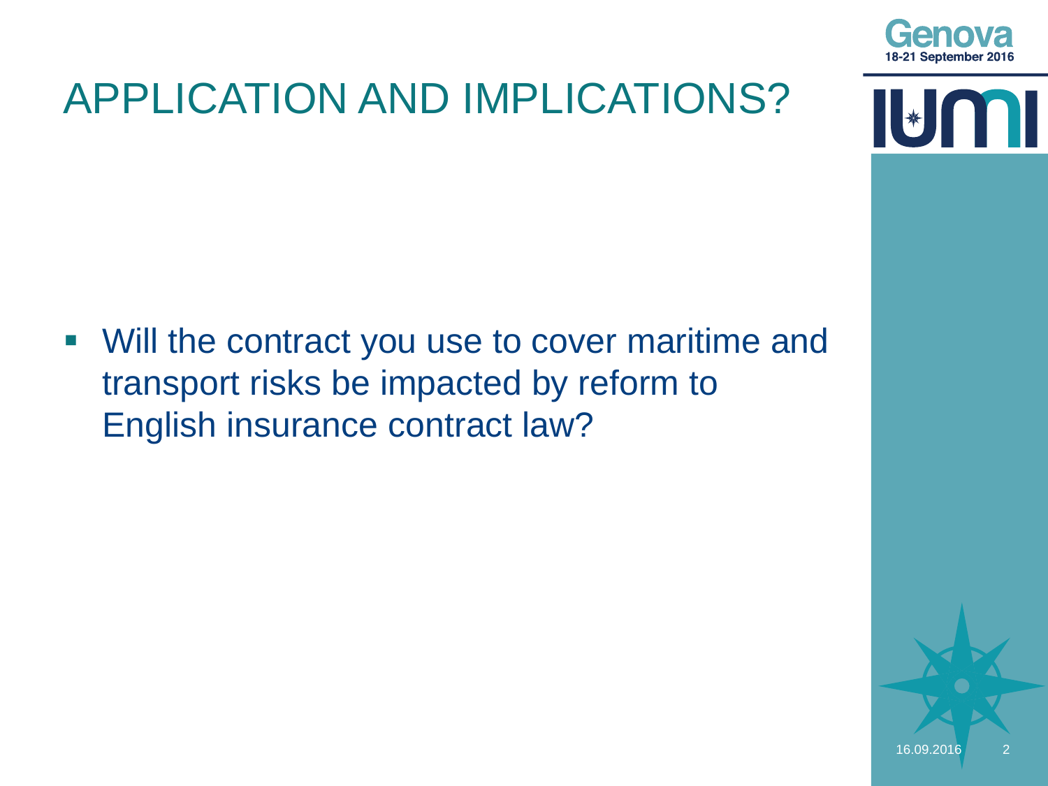# APPLICATION AND IMPLICATIONS?

- Will the contract you use to cover maritime and transport risks be impacted by reform to English insurance contract law?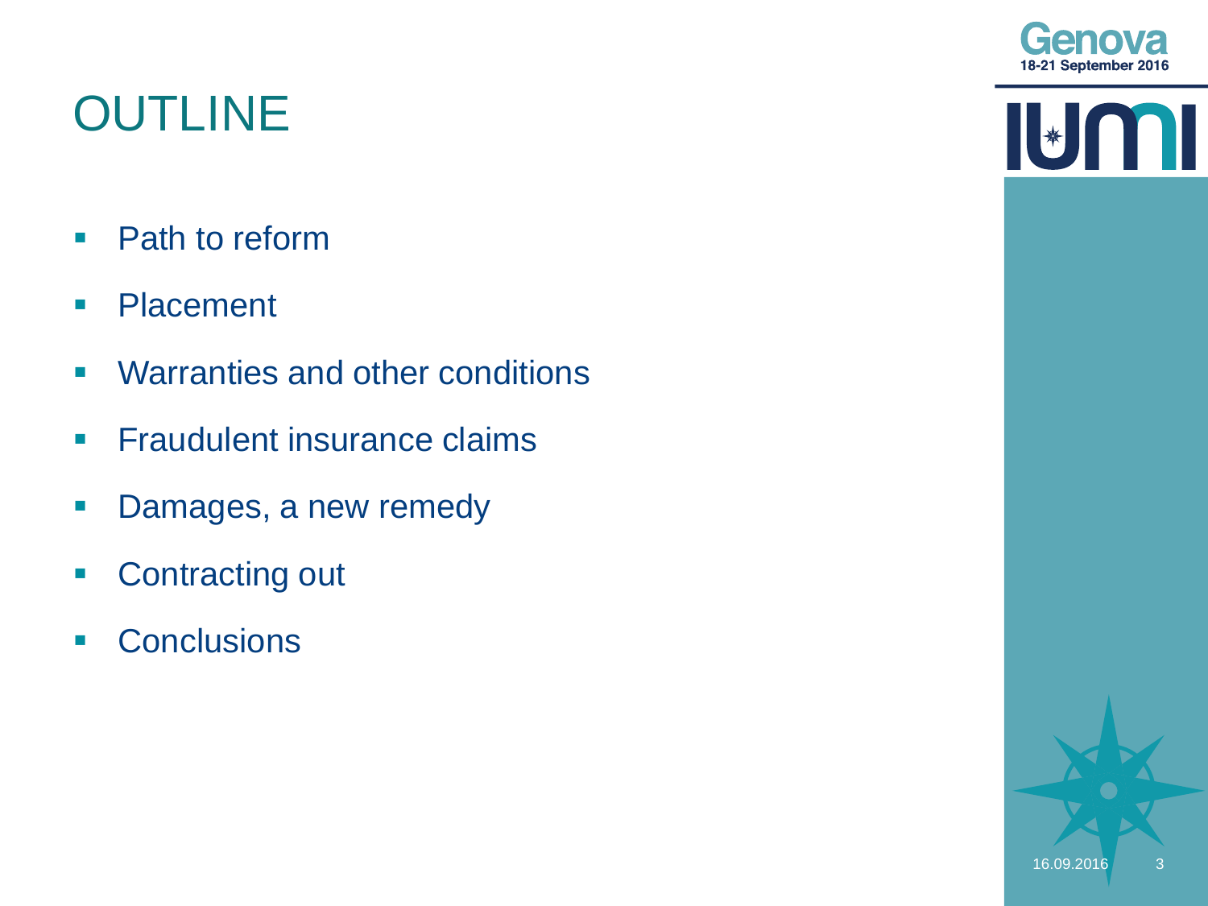# OUTLINE

- Path to reform
- Placement
- Warranties and other conditions
- Fraudulent insurance claims
- Damages, a new remedy
- Contracting out
- Conclusions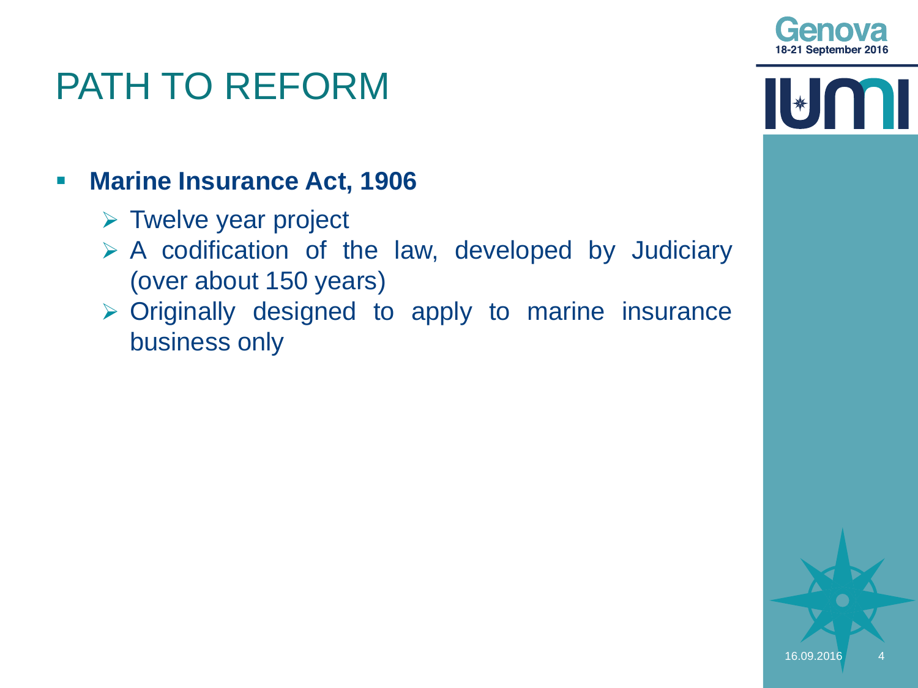# PATH TO REFORM

- **Marine Insurance Act, 1906**
  - Twelve year project
  - A codification of the law, developed by Judiciary (over about 150 years)
  - Originally designed to apply to marine insurance business only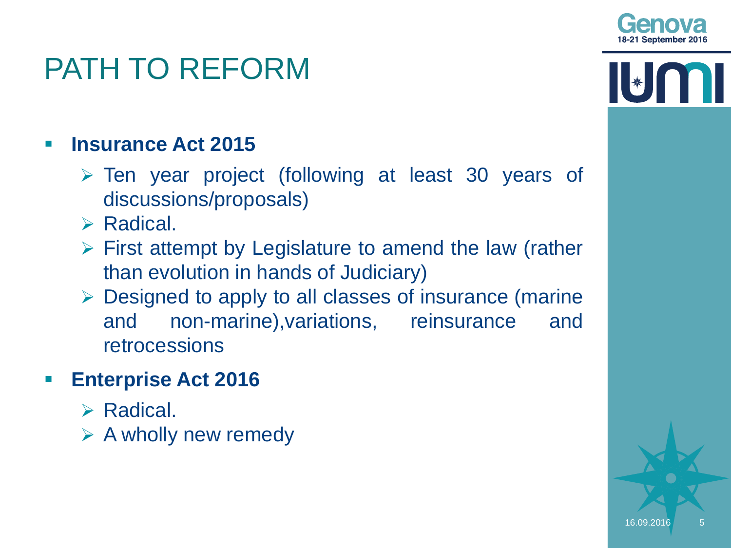# PATH TO REFORM

- **Insurance Act 2015**
  - Ten year project (following at least 30 years of discussions/proposals)
  - Radical.
  - First attempt by Legislature to amend the law (rather than evolution in hands of Judiciary)
  - Designed to apply to all classes of insurance (marine and non-marine),variations, reinsurance and retrocessions
- **Enterprise Act 2016**
  - Radical.
  - A wholly new remedy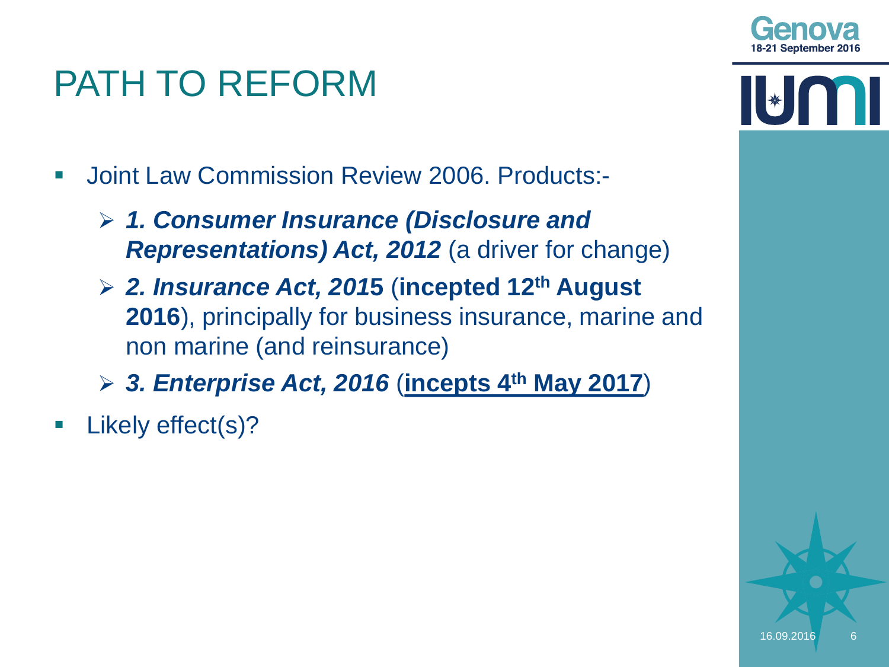# PATH TO REFORM

- Joint Law Commission Review 2006. Products:-
  - ***1. Consumer Insurance (Disclosure and Representations) Act, 2012*** (a driver for change)
  - ***2. Insurance Act, 2015*** (**incepted 12th August 2016**), principally for business insurance, marine and non marine (and reinsurance)
  - ***3. Enterprise Act, 2016*** (**incepts 4th May 2017**)
- Likely effect(s)?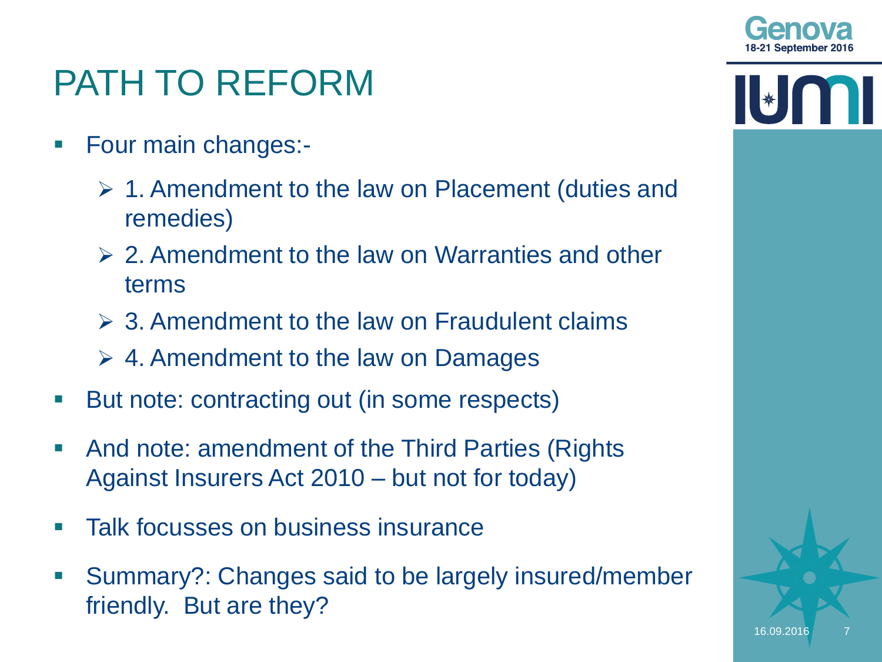# PATH TO REFORM

- Four main changes:-
  - 1. Amendment to the law on Placement (duties and remedies)
  - 2. Amendment to the law on Warranties and other terms
  - 3. Amendment to the law on Fraudulent claims
  - 4. Amendment to the law on Damages
- But note: contracting out (in some respects)
- And note: amendment of the Third Parties (Rights Against Insurers Act 2010 – but not for today)
- Talk focusses on business insurance
- Summary?: Changes said to be largely insured/member friendly. But are they?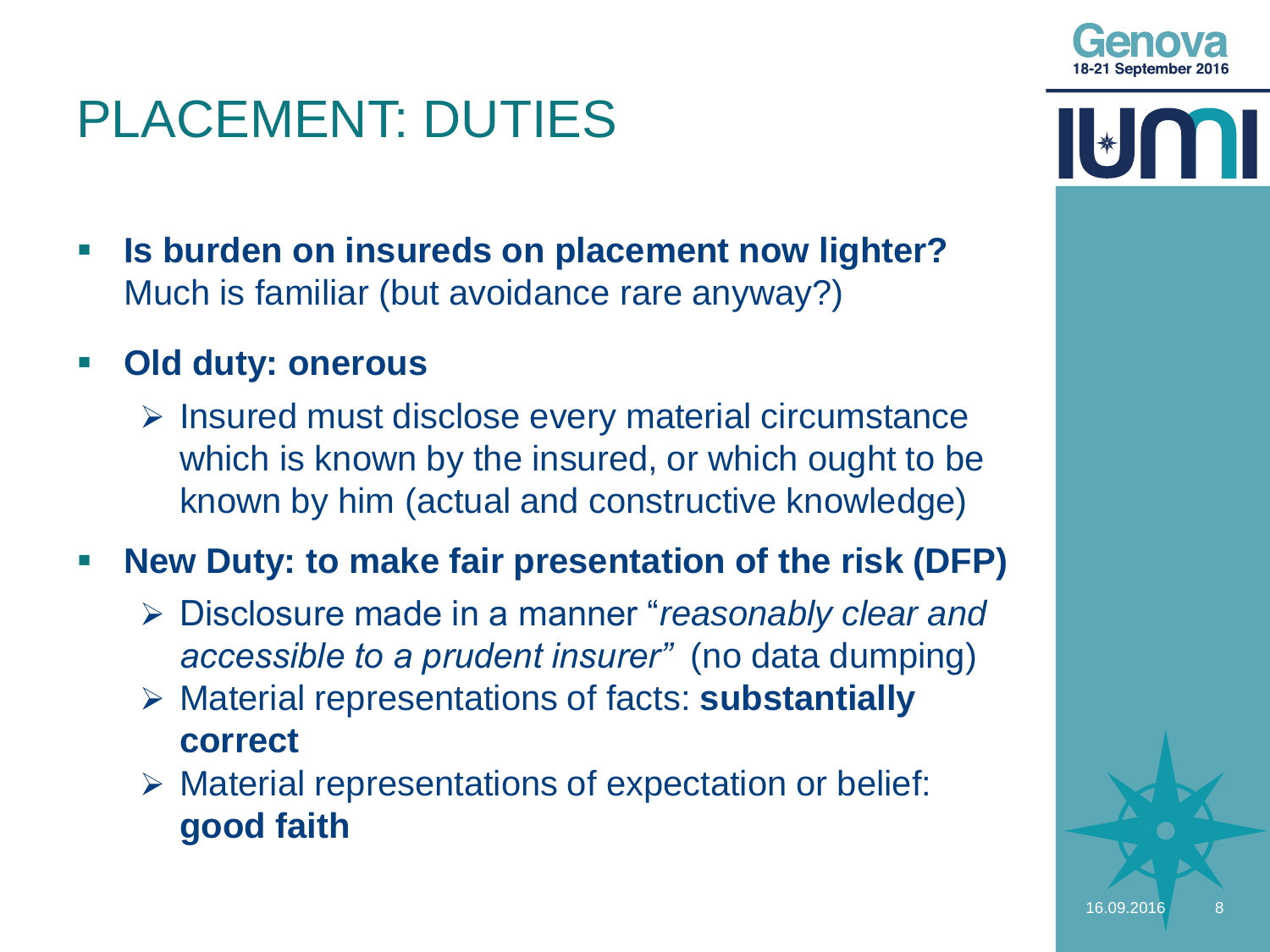# PLACEMENT: DUTIES

- **Is burden on insureds on placement now lighter?** Much is familiar (but avoidance rare anyway?)
- **Old duty: onerous**
  - Insured must disclose every material circumstance which is known by the insured, or which ought to be known by him (actual and constructive knowledge)
- **New Duty: to make fair presentation of the risk (DFP)**
  - Disclosure made in a manner "*reasonably clear and accessible to a prudent insurer*" (no data dumping)
  - Material representations of facts: **substantially correct**
  - Material representations of expectation or belief: **good faith**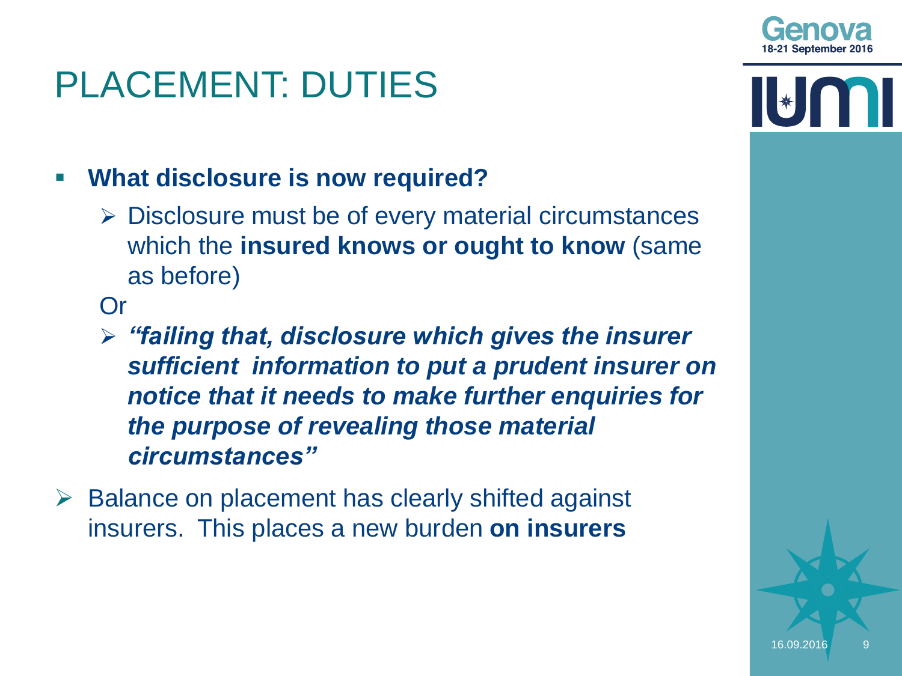# PLACEMENT: DUTIES

- **What disclosure is now required?**
  - Disclosure must be of every material circumstances which the **insured knows or ought to know** (same as before)

  Or

  - ***"failing that, disclosure which gives the insurer sufficient information to put a prudent insurer on notice that it needs to make further enquiries for the purpose of revealing those material circumstances"***

- Balance on placement has clearly shifted against insurers. This places a new burden **on insurers**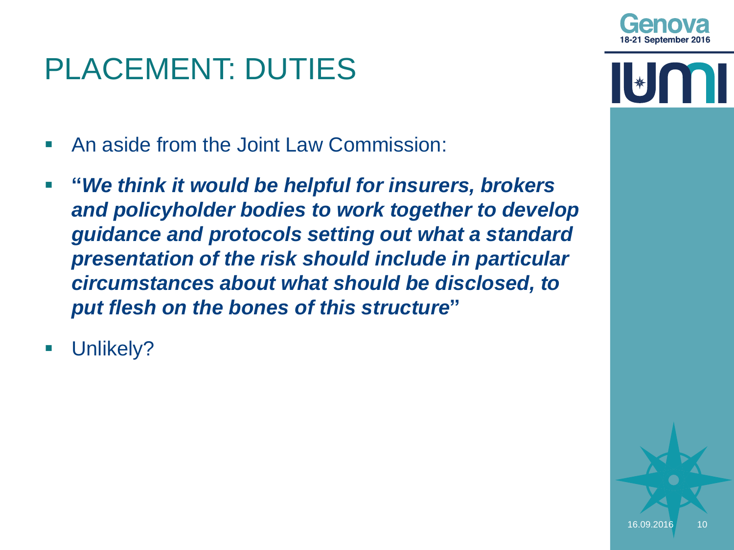# PLACEMENT: DUTIES

- An aside from the Joint Law Commission:
- **"*We think it would be helpful for insurers, brokers and policyholder bodies to work together to develop guidance and protocols setting out what a standard presentation of the risk should include in particular circumstances about what should be disclosed, to put flesh on the bones of this structure*"**
- Unlikely?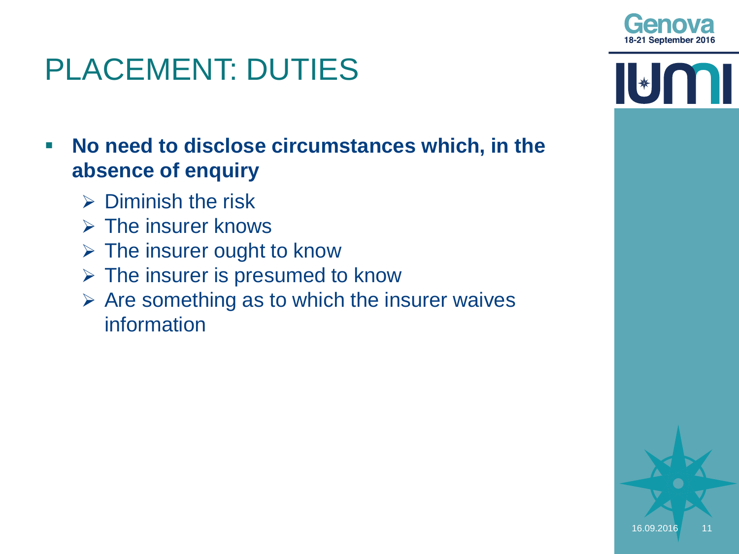# PLACEMENT: DUTIES

- **No need to disclose circumstances which, in the absence of enquiry**
  - Diminish the risk
  - The insurer knows
  - The insurer ought to know
  - The insurer is presumed to know
  - Are something as to which the insurer waives information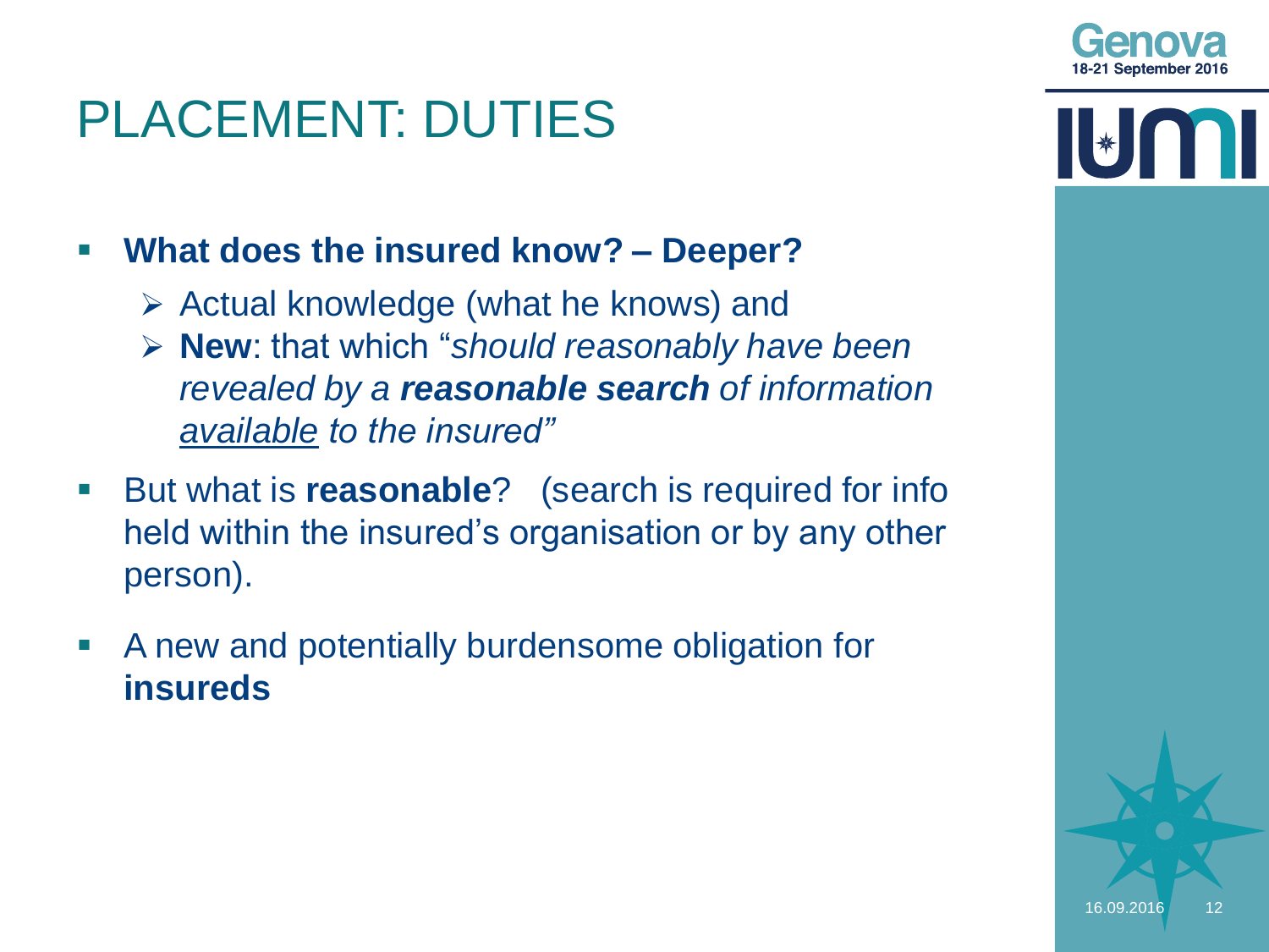# PLACEMENT: DUTIES

- **What does the insured know? – Deeper?**
  - Actual knowledge (what he knows) and
  - **New**: that which "*should reasonably have been revealed by a* ***reasonable search*** *of information* <u>*available*</u> *to the insured"*
- But what is **reasonable**? (search is required for info held within the insured's organisation or by any other person).
- A new and potentially burdensome obligation for **insureds**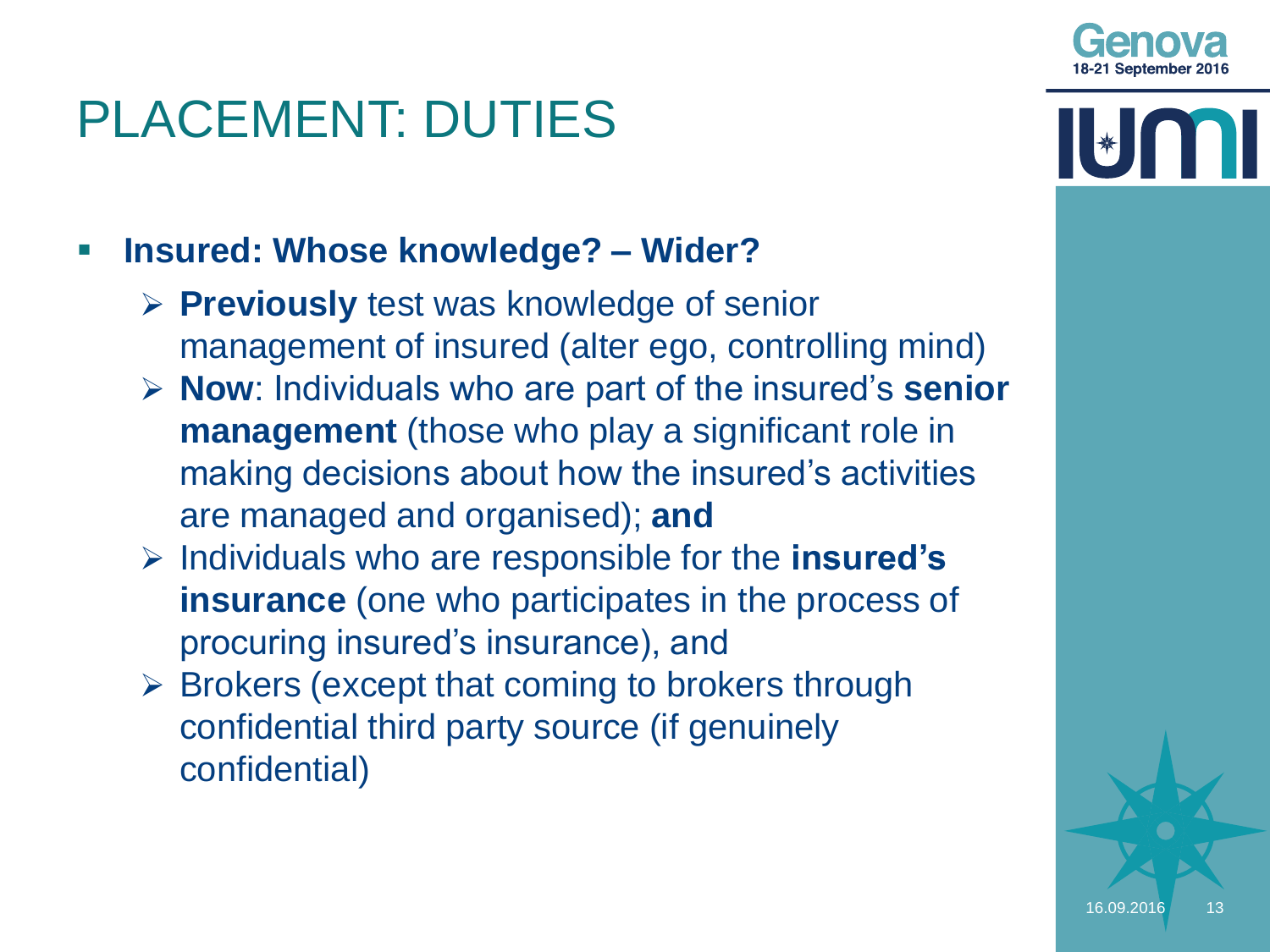# PLACEMENT: DUTIES

- **Insured: Whose knowledge? – Wider?**
  - **Previously** test was knowledge of senior management of insured (alter ego, controlling mind)
  - **Now**: Individuals who are part of the insured's **senior management** (those who play a significant role in making decisions about how the insured's activities are managed and organised); **and**
  - Individuals who are responsible for the **insured's insurance** (one who participates in the process of procuring insured's insurance), and
  - Brokers (except that coming to brokers through confidential third party source (if genuinely confidential)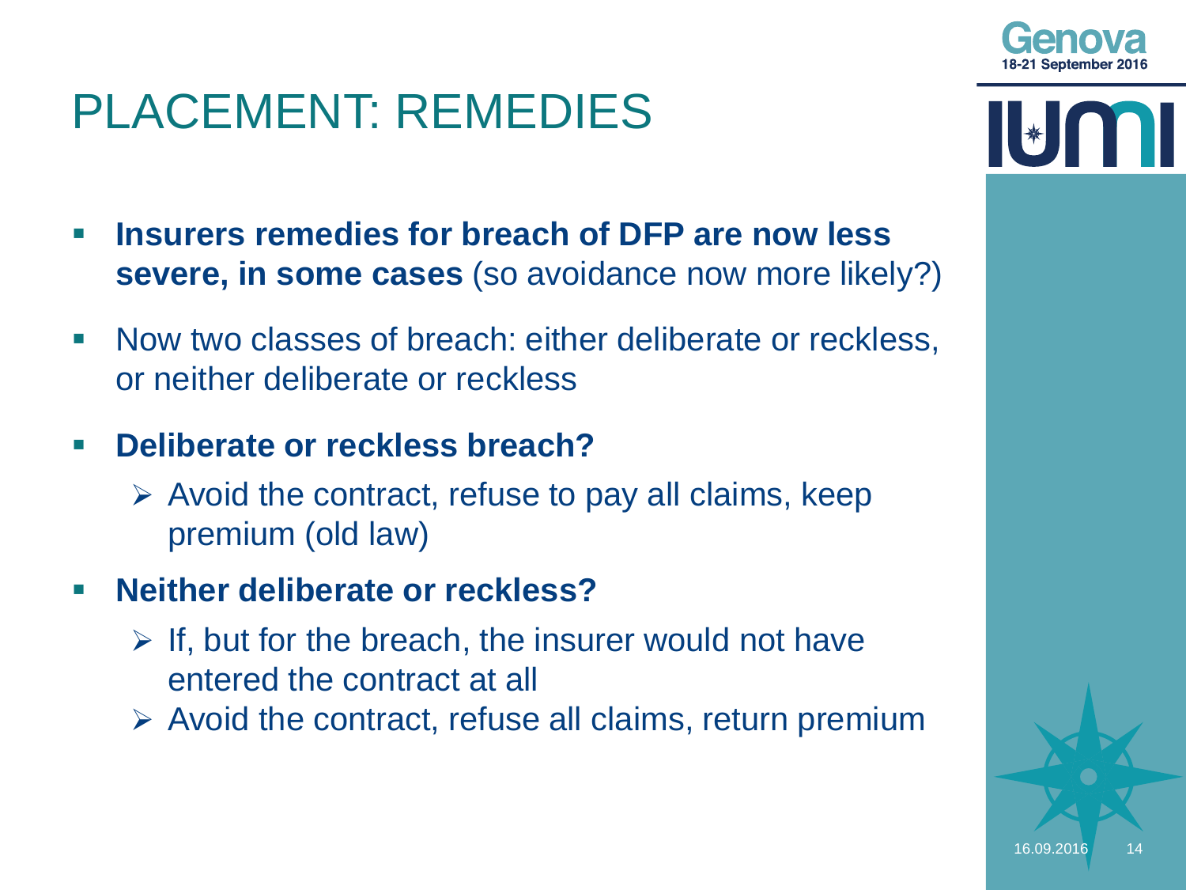# PLACEMENT: REMEDIES

- **Insurers remedies for breach of DFP are now less severe, in some cases** (so avoidance now more likely?)
- Now two classes of breach: either deliberate or reckless, or neither deliberate or reckless
- **Deliberate or reckless breach?**
  - Avoid the contract, refuse to pay all claims, keep premium (old law)
- **Neither deliberate or reckless?**
  - If, but for the breach, the insurer would not have entered the contract at all
  - Avoid the contract, refuse all claims, return premium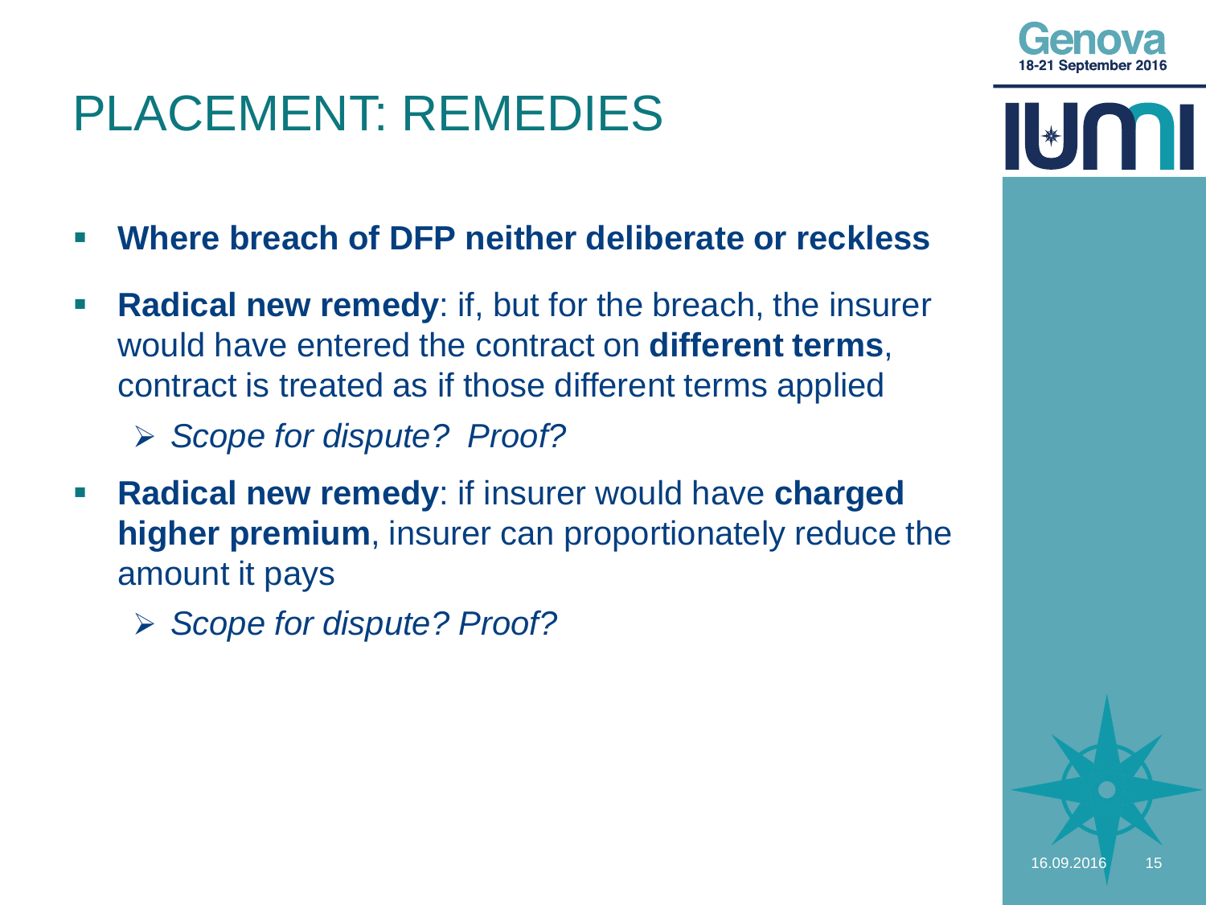# PLACEMENT: REMEDIES

- **Where breach of DFP neither deliberate or reckless**
- **Radical new remedy**: if, but for the breach, the insurer would have entered the contract on **different terms**, contract is treated as if those different terms applied
  - *Scope for dispute? Proof?*
- **Radical new remedy**: if insurer would have **charged higher premium**, insurer can proportionately reduce the amount it pays
  - *Scope for dispute? Proof?*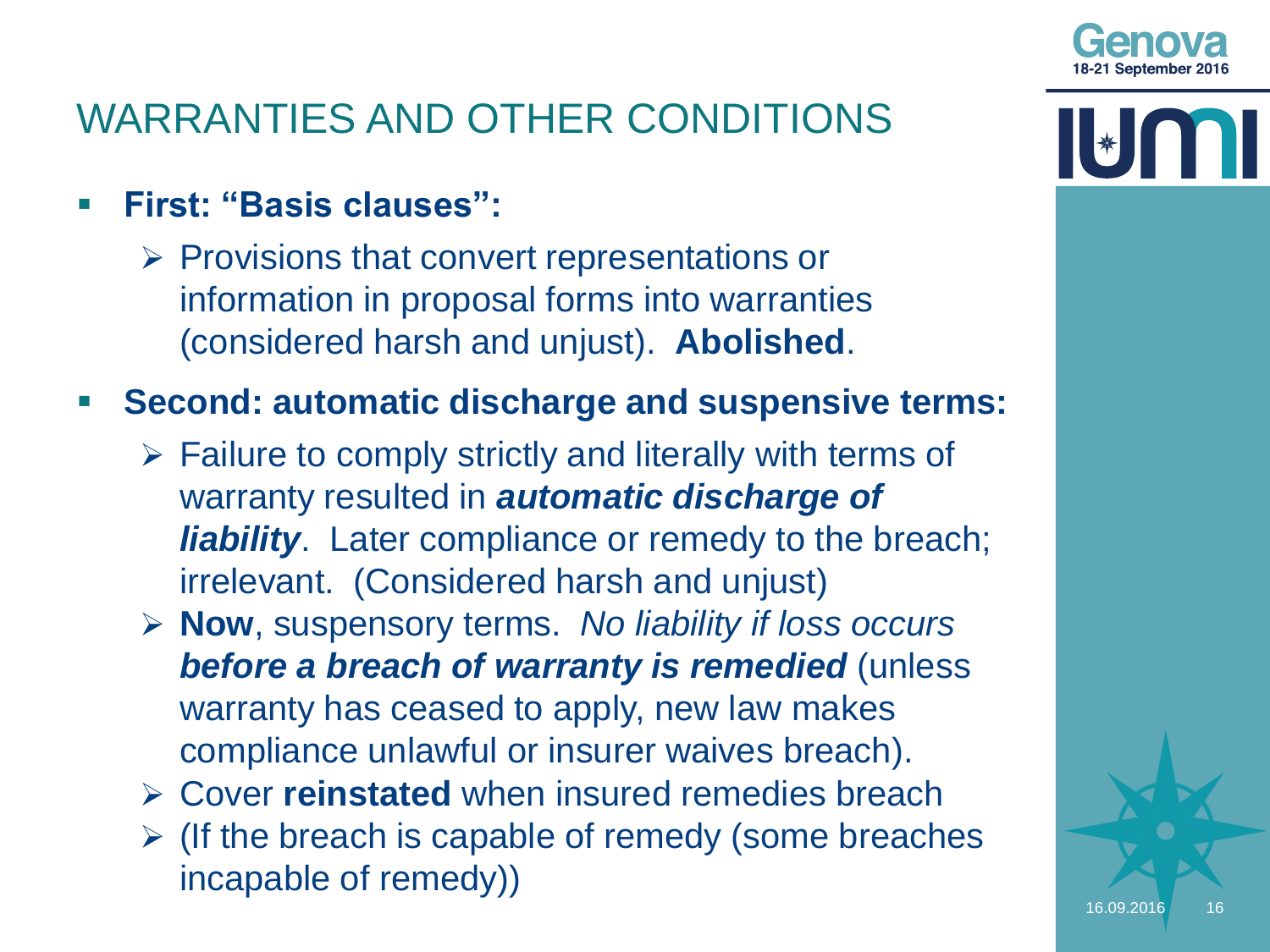# WARRANTIES AND OTHER CONDITIONS

- **First: "Basis clauses":**
  - Provisions that convert representations or information in proposal forms into warranties (considered harsh and unjust). **Abolished**.
- **Second: automatic discharge and suspensive terms:**
  - Failure to comply strictly and literally with terms of warranty resulted in ***automatic discharge of liability***. Later compliance or remedy to the breach; irrelevant. (Considered harsh and unjust)
  - **Now**, suspensory terms. *No liability if loss occurs* ***before a breach of warranty is remedied*** (unless warranty has ceased to apply, new law makes compliance unlawful or insurer waives breach).
  - Cover **reinstated** when insured remedies breach
  - (If the breach is capable of remedy (some breaches incapable of remedy))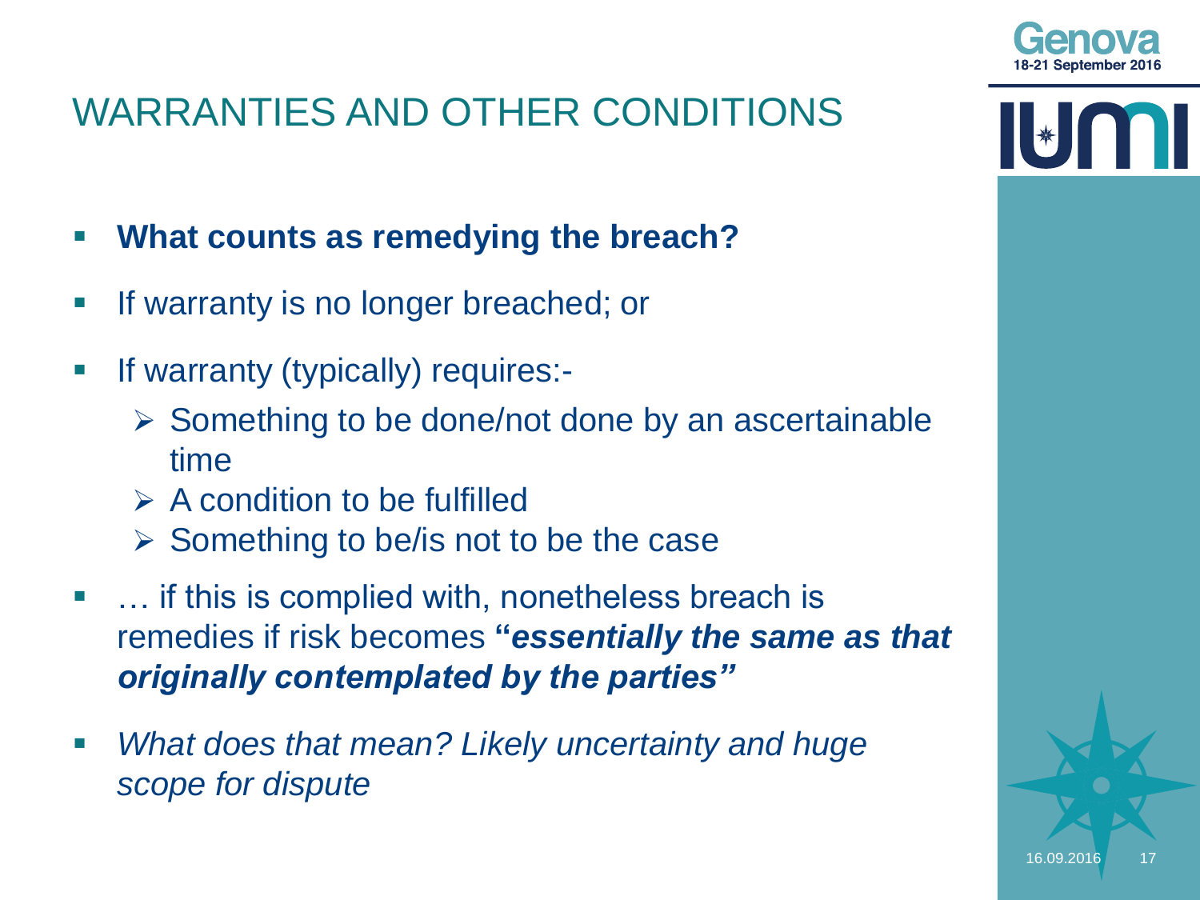# WARRANTIES AND OTHER CONDITIONS

- **What counts as remedying the breach?**
- If warranty is no longer breached; or
- If warranty (typically) requires:-
  - Something to be done/not done by an ascertainable time
  - A condition to be fulfilled
  - Something to be/is not to be the case
- … if this is complied with, nonetheless breach is remedies if risk becomes **"*essentially the same as that originally contemplated by the parties*"**
- *What does that mean? Likely uncertainty and huge scope for dispute*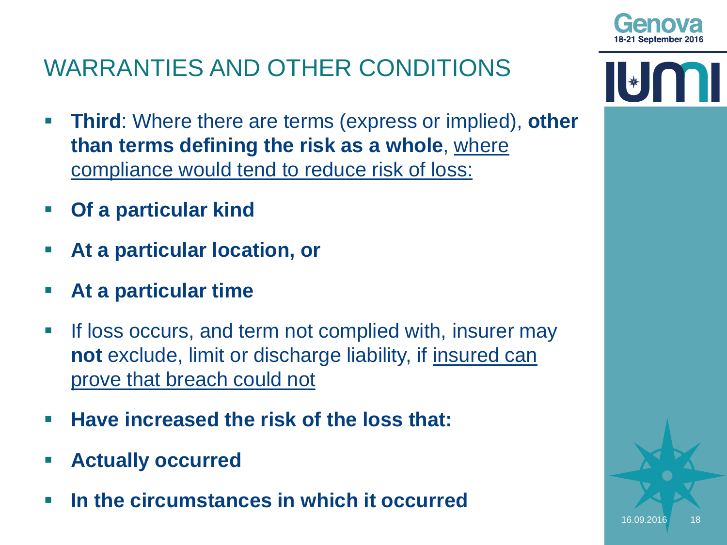# WARRANTIES AND OTHER CONDITIONS

- **Third**: Where there are terms (express or implied), **other than terms defining the risk as a whole**, <u>where compliance would tend to reduce risk of loss:</u>
- **Of a particular kind**
- **At a particular location, or**
- **At a particular time**
- If loss occurs, and term not complied with, insurer may **not** exclude, limit or discharge liability, if <u>insured can prove that breach could not</u>
- **Have increased the risk of the loss that:**
- **Actually occurred**
- **In the circumstances in which it occurred**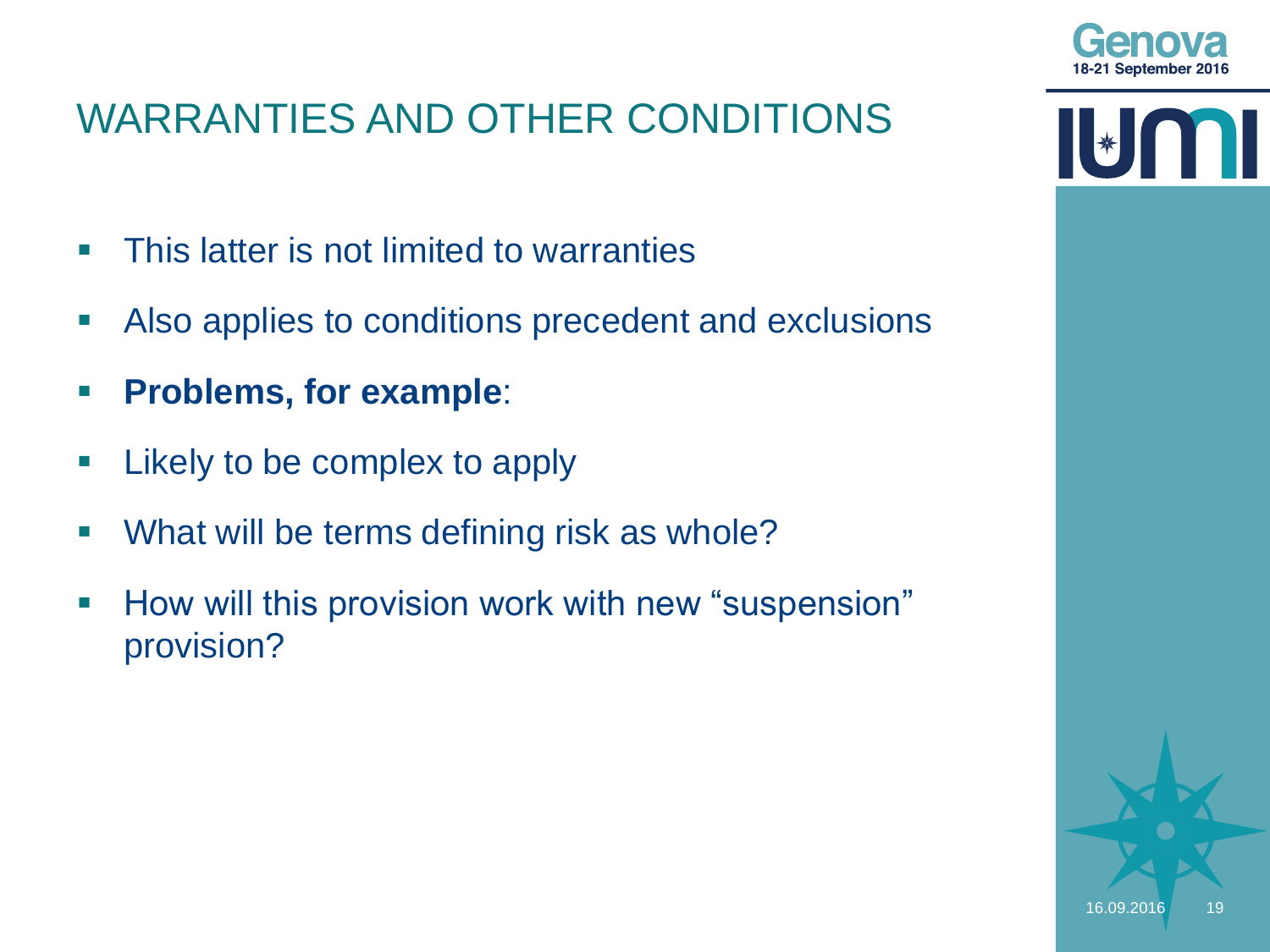# WARRANTIES AND OTHER CONDITIONS

- This latter is not limited to warranties
- Also applies to conditions precedent and exclusions
- **Problems, for example**:
- Likely to be complex to apply
- What will be terms defining risk as whole?
- How will this provision work with new "suspension" provision?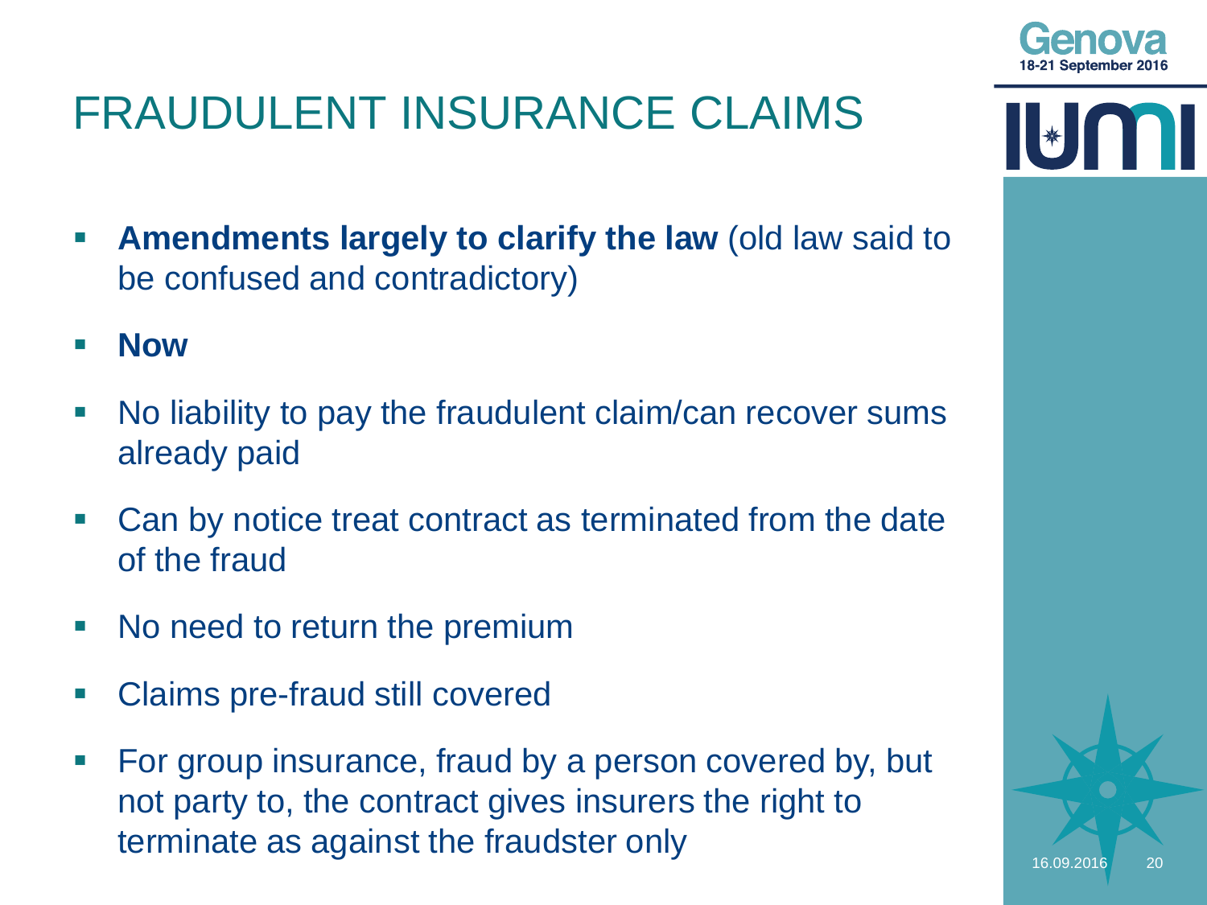# FRAUDULENT INSURANCE CLAIMS

- **Amendments largely to clarify the law** (old law said to be confused and contradictory)
- **Now**
- No liability to pay the fraudulent claim/can recover sums already paid
- Can by notice treat contract as terminated from the date of the fraud
- No need to return the premium
- Claims pre-fraud still covered
- For group insurance, fraud by a person covered by, but not party to, the contract gives insurers the right to terminate as against the fraudster only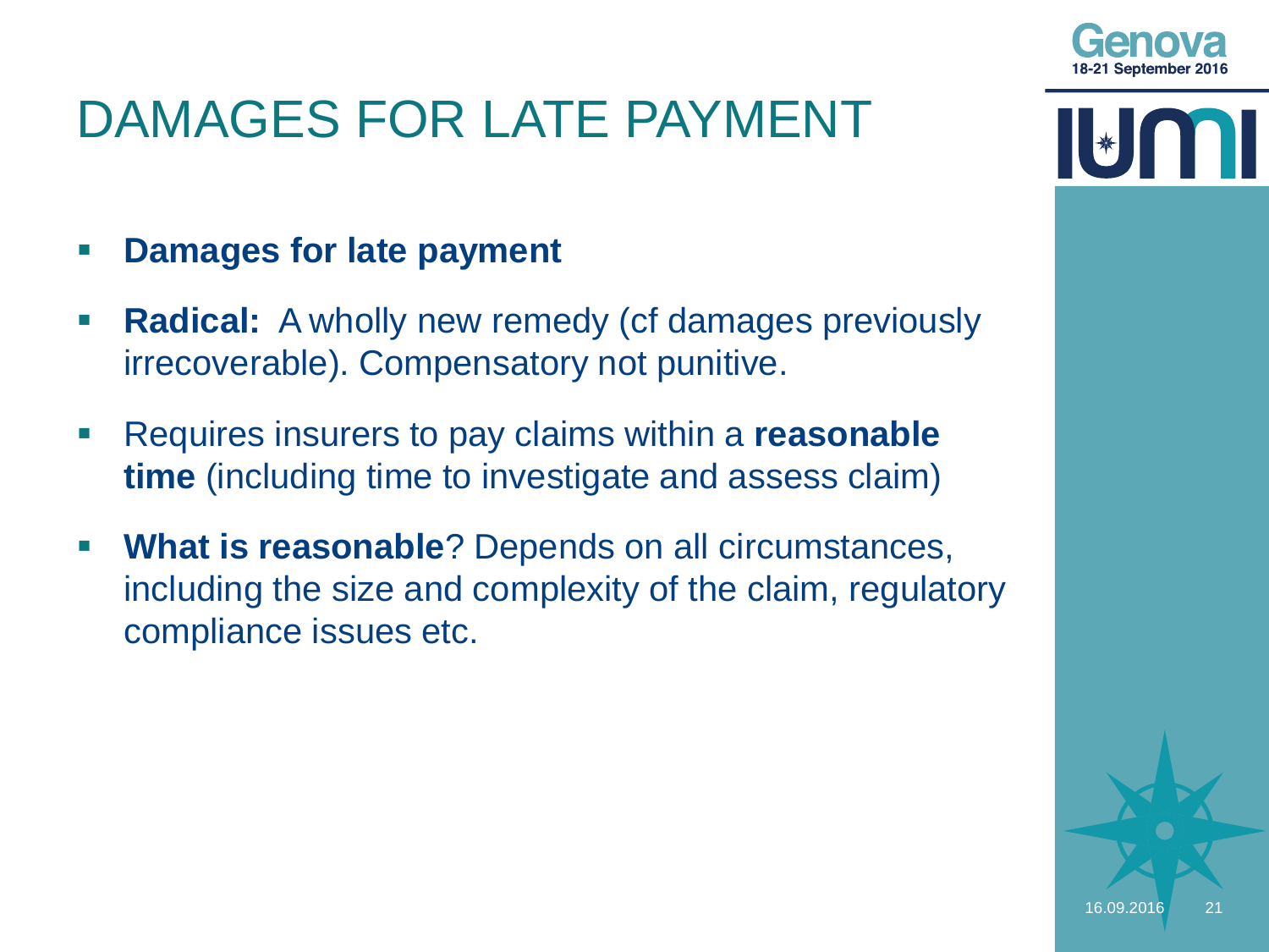# DAMAGES FOR LATE PAYMENT

- **Damages for late payment**
- **Radical:** A wholly new remedy (cf damages previously irrecoverable). Compensatory not punitive.
- Requires insurers to pay claims within a **reasonable time** (including time to investigate and assess claim)
- **What is reasonable**? Depends on all circumstances, including the size and complexity of the claim, regulatory compliance issues etc.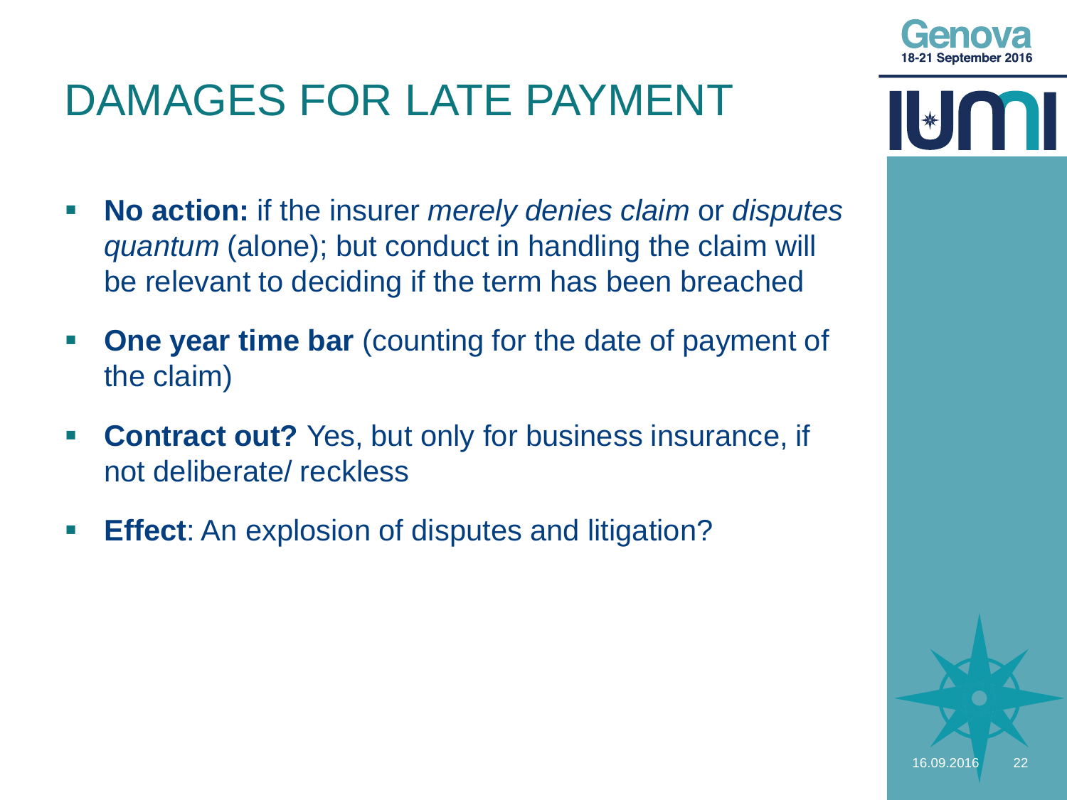# DAMAGES FOR LATE PAYMENT

- **No action:** if the insurer *merely denies claim* or *disputes quantum* (alone); but conduct in handling the claim will be relevant to deciding if the term has been breached
- **One year time bar** (counting for the date of payment of the claim)
- **Contract out?** Yes, but only for business insurance, if not deliberate/ reckless
- **Effect**: An explosion of disputes and litigation?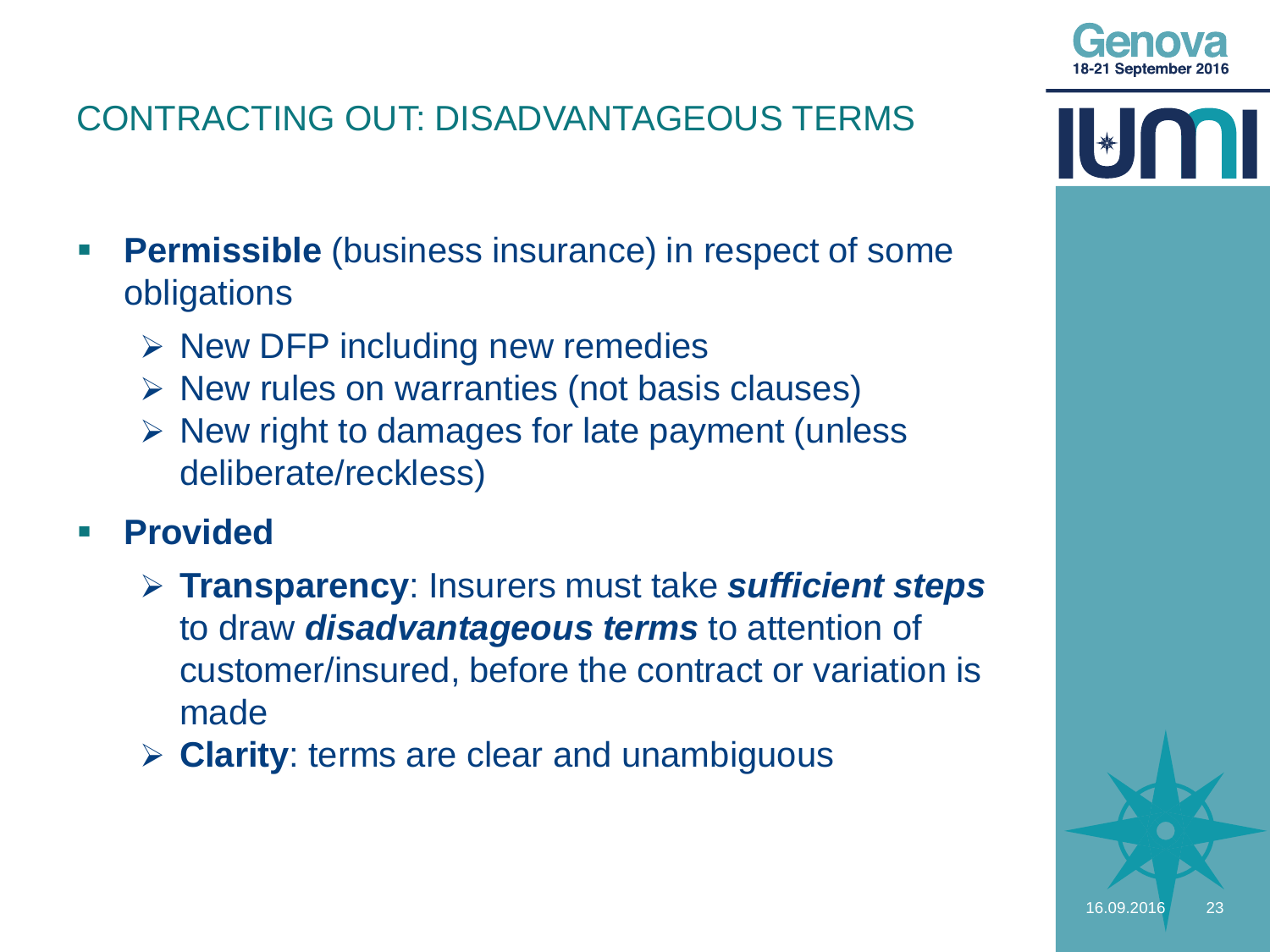## CONTRACTING OUT: DISADVANTAGEOUS TERMS

- **Permissible** (business insurance) in respect of some obligations
  - New DFP including new remedies
  - New rules on warranties (not basis clauses)
  - New right to damages for late payment (unless deliberate/reckless)
- **Provided**
  - **Transparency**: Insurers must take ***sufficient steps*** to draw ***disadvantageous terms*** to attention of customer/insured, before the contract or variation is made
  - **Clarity**: terms are clear and unambiguous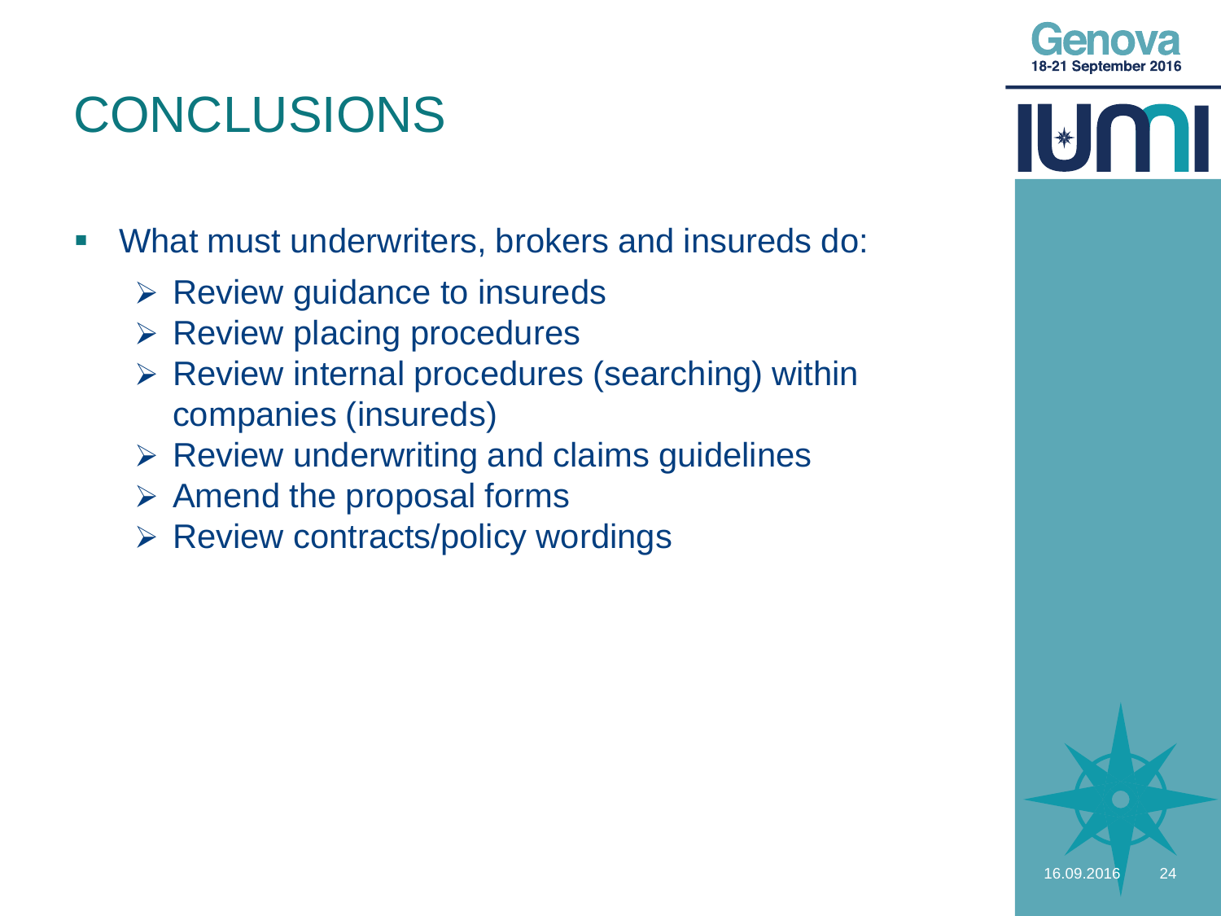# CONCLUSIONS

- What must underwriters, brokers and insureds do:
  - Review guidance to insureds
  - Review placing procedures
  - Review internal procedures (searching) within companies (insureds)
  - Review underwriting and claims guidelines
  - Amend the proposal forms
  - Review contracts/policy wordings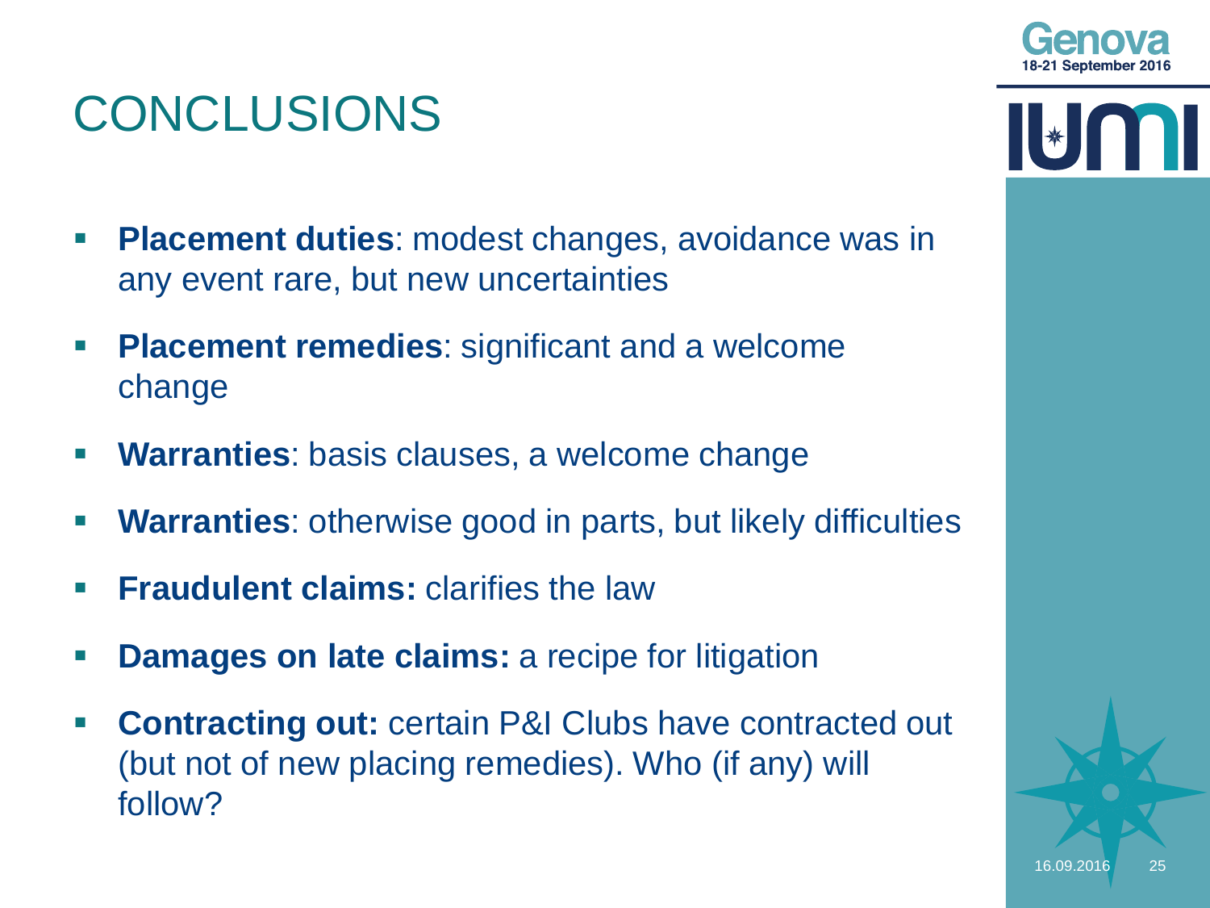# CONCLUSIONS

- **Placement duties**: modest changes, avoidance was in any event rare, but new uncertainties
- **Placement remedies**: significant and a welcome change
- **Warranties**: basis clauses, a welcome change
- **Warranties**: otherwise good in parts, but likely difficulties
- **Fraudulent claims:** clarifies the law
- **Damages on late claims:** a recipe for litigation
- **Contracting out:** certain P&I Clubs have contracted out (but not of new placing remedies). Who (if any) will follow?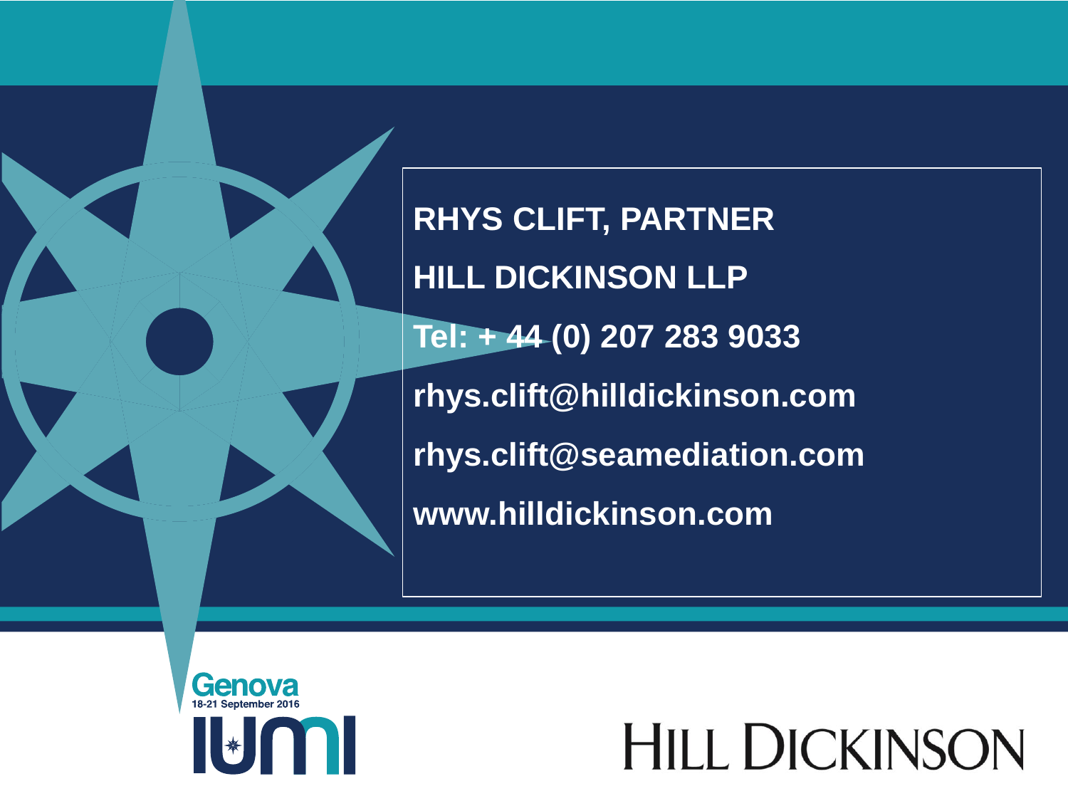**RHYS CLIFT, PARTNER**

**HILL DICKINSON LLP**

**Tel: + 44 (0) 207 283 9033**

**rhys.clift@hilldickinson.com**

**rhys.clift@seamediation.com**

**www.hilldickinson.com**

Genova
18-21 September 2016
IUMI

HILL DICKINSON